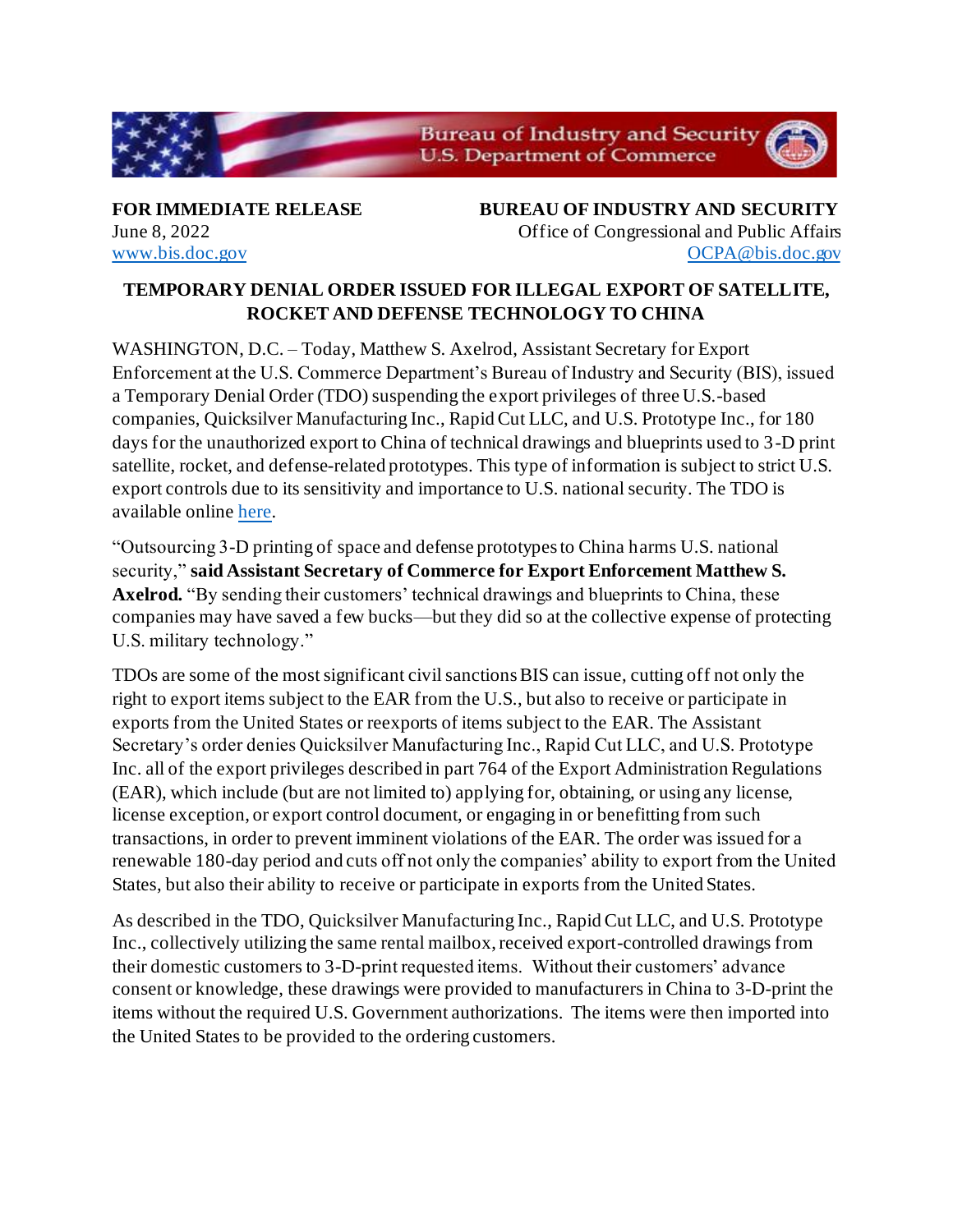Bureau of Industry and Security
U.S. Department of Commerce

**FOR IMMEDIATE RELEASE**
June 8, 2022
www.bis.doc.gov

**BUREAU OF INDUSTRY AND SECURITY**
Office of Congressional and Public Affairs
OCPA@bis.doc.gov

# TEMPORARY DENIAL ORDER ISSUED FOR ILLEGAL EXPORT OF SATELLITE, ROCKET AND DEFENSE TECHNOLOGY TO CHINA

WASHINGTON, D.C. – Today, Matthew S. Axelrod, Assistant Secretary for Export Enforcement at the U.S. Commerce Department's Bureau of Industry and Security (BIS), issued a Temporary Denial Order (TDO) suspending the export privileges of three U.S.-based companies, Quicksilver Manufacturing Inc., Rapid Cut LLC, and U.S. Prototype Inc., for 180 days for the unauthorized export to China of technical drawings and blueprints used to 3-D print satellite, rocket, and defense-related prototypes. This type of information is subject to strict U.S. export controls due to its sensitivity and importance to U.S. national security. The TDO is available online here.

"Outsourcing 3-D printing of space and defense prototypes to China harms U.S. national security," **said Assistant Secretary of Commerce for Export Enforcement Matthew S. Axelrod.** "By sending their customers' technical drawings and blueprints to China, these companies may have saved a few bucks—but they did so at the collective expense of protecting U.S. military technology."

TDOs are some of the most significant civil sanctions BIS can issue, cutting off not only the right to export items subject to the EAR from the U.S., but also to receive or participate in exports from the United States or reexports of items subject to the EAR. The Assistant Secretary's order denies Quicksilver Manufacturing Inc., Rapid Cut LLC, and U.S. Prototype Inc. all of the export privileges described in part 764 of the Export Administration Regulations (EAR), which include (but are not limited to) applying for, obtaining, or using any license, license exception, or export control document, or engaging in or benefitting from such transactions, in order to prevent imminent violations of the EAR. The order was issued for a renewable 180-day period and cuts off not only the companies' ability to export from the United States, but also their ability to receive or participate in exports from the United States.

As described in the TDO, Quicksilver Manufacturing Inc., Rapid Cut LLC, and U.S. Prototype Inc., collectively utilizing the same rental mailbox, received export-controlled drawings from their domestic customers to 3-D-print requested items. Without their customers' advance consent or knowledge, these drawings were provided to manufacturers in China to 3-D-print the items without the required U.S. Government authorizations. The items were then imported into the United States to be provided to the ordering customers.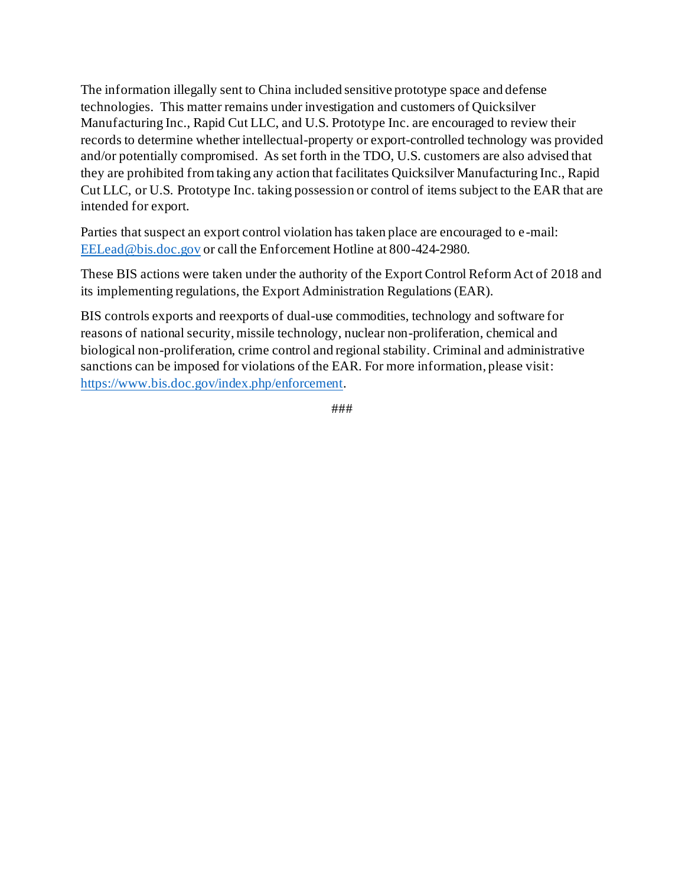The information illegally sent to China included sensitive prototype space and defense technologies. This matter remains under investigation and customers of Quicksilver Manufacturing Inc., Rapid Cut LLC, and U.S. Prototype Inc. are encouraged to review their records to determine whether intellectual-property or export-controlled technology was provided and/or potentially compromised. As set forth in the TDO, U.S. customers are also advised that they are prohibited from taking any action that facilitates Quicksilver Manufacturing Inc., Rapid Cut LLC, or U.S. Prototype Inc. taking possession or control of items subject to the EAR that are intended for export.

Parties that suspect an export control violation has taken place are encouraged to e-mail: [EELead@bis.doc.gov](mailto:EELead@bis.doc.gov) or call the Enforcement Hotline at 800-424-2980.

These BIS actions were taken under the authority of the Export Control Reform Act of 2018 and its implementing regulations, the Export Administration Regulations (EAR).

BIS controls exports and reexports of dual-use commodities, technology and software for reasons of national security, missile technology, nuclear non-proliferation, chemical and biological non-proliferation, crime control and regional stability. Criminal and administrative sanctions can be imposed for violations of the EAR. For more information, please visit: [https://www.bis.doc.gov/index.php/enforcement](https://www.bis.doc.gov/index.php/enforcement).

###